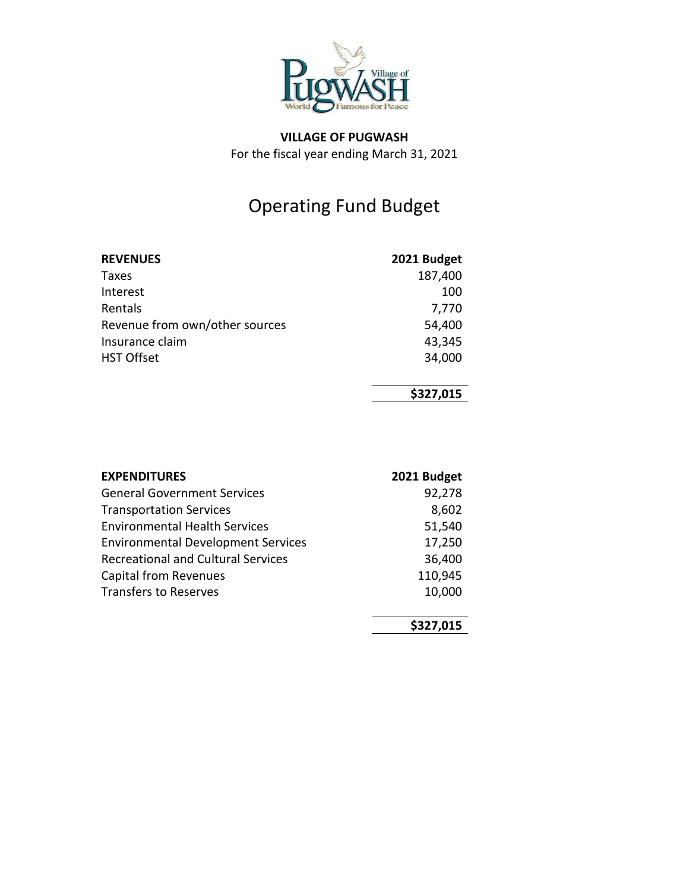**VILLAGE OF PUGWASH**

For the fiscal year ending March 31, 2021

# Operating Fund Budget

| **REVENUES** | **2021 Budget** |
|---|---|
| Taxes | 187,400 |
| Interest | 100 |
| Rentals | 7,770 |
| Revenue from own/other sources | 54,400 |
| Insurance claim | 43,345 |
| HST Offset | 34,000 |
| | **$327,015** |

| **EXPENDITURES** | **2021 Budget** |
|---|---|
| General Government Services | 92,278 |
| Transportation Services | 8,602 |
| Environmental Health Services | 51,540 |
| Environmental Development Services | 17,250 |
| Recreational and Cultural Services | 36,400 |
| Capital from Revenues | 110,945 |
| Transfers to Reserves | 10,000 |
| | **$327,015** |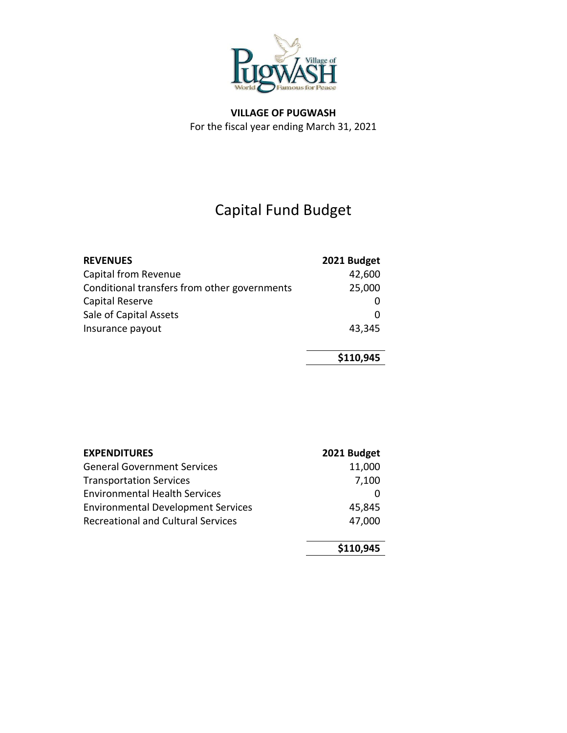**VILLAGE OF PUGWASH**

For the fiscal year ending March 31, 2021

# Capital Fund Budget

| REVENUES | 2021 Budget |
| --- | --- |
| Capital from Revenue | 42,600 |
| Conditional transfers from other governments | 25,000 |
| Capital Reserve | 0 |
| Sale of Capital Assets | 0 |
| Insurance payout | 43,345 |
| | **$110,945** |

| EXPENDITURES | 2021 Budget |
| --- | --- |
| General Government Services | 11,000 |
| Transportation Services | 7,100 |
| Environmental Health Services | 0 |
| Environmental Development Services | 45,845 |
| Recreational and Cultural Services | 47,000 |
| | **$110,945** |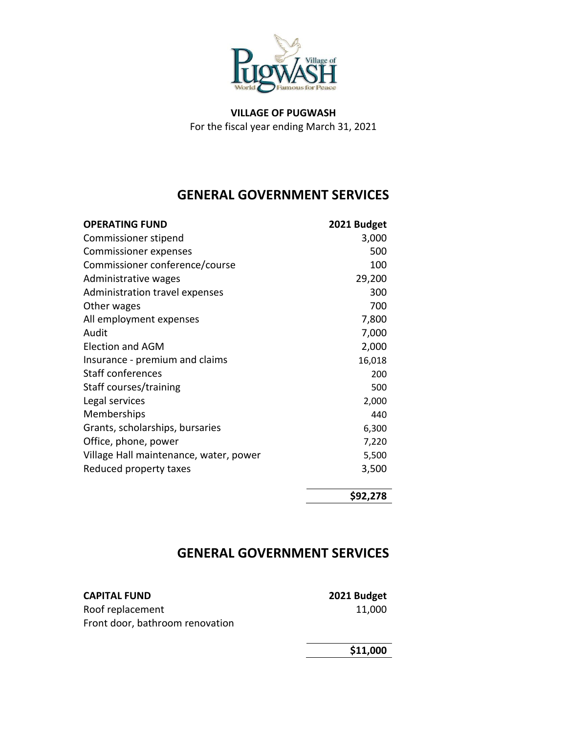**VILLAGE OF PUGWASH**

For the fiscal year ending March 31, 2021

## GENERAL GOVERNMENT SERVICES

| **OPERATING FUND** | **2021 Budget** |
| --- | --- |
| Commissioner stipend | 3,000 |
| Commissioner expenses | 500 |
| Commissioner conference/course | 100 |
| Administrative wages | 29,200 |
| Administration travel expenses | 300 |
| Other wages | 700 |
| All employment expenses | 7,800 |
| Audit | 7,000 |
| Election and AGM | 2,000 |
| Insurance - premium and claims | 16,018 |
| Staff conferences | 200 |
| Staff courses/training | 500 |
| Legal services | 2,000 |
| Memberships | 440 |
| Grants, scholarships, bursaries | 6,300 |
| Office, phone, power | 7,220 |
| Village Hall maintenance, water, power | 5,500 |
| Reduced property taxes | 3,500 |
| | **$92,278** |

## GENERAL GOVERNMENT SERVICES

| **CAPITAL FUND** | **2021 Budget** |
| --- | --- |
| Roof replacement | 11,000 |
| Front door, bathroom renovation | |
| | **$11,000** |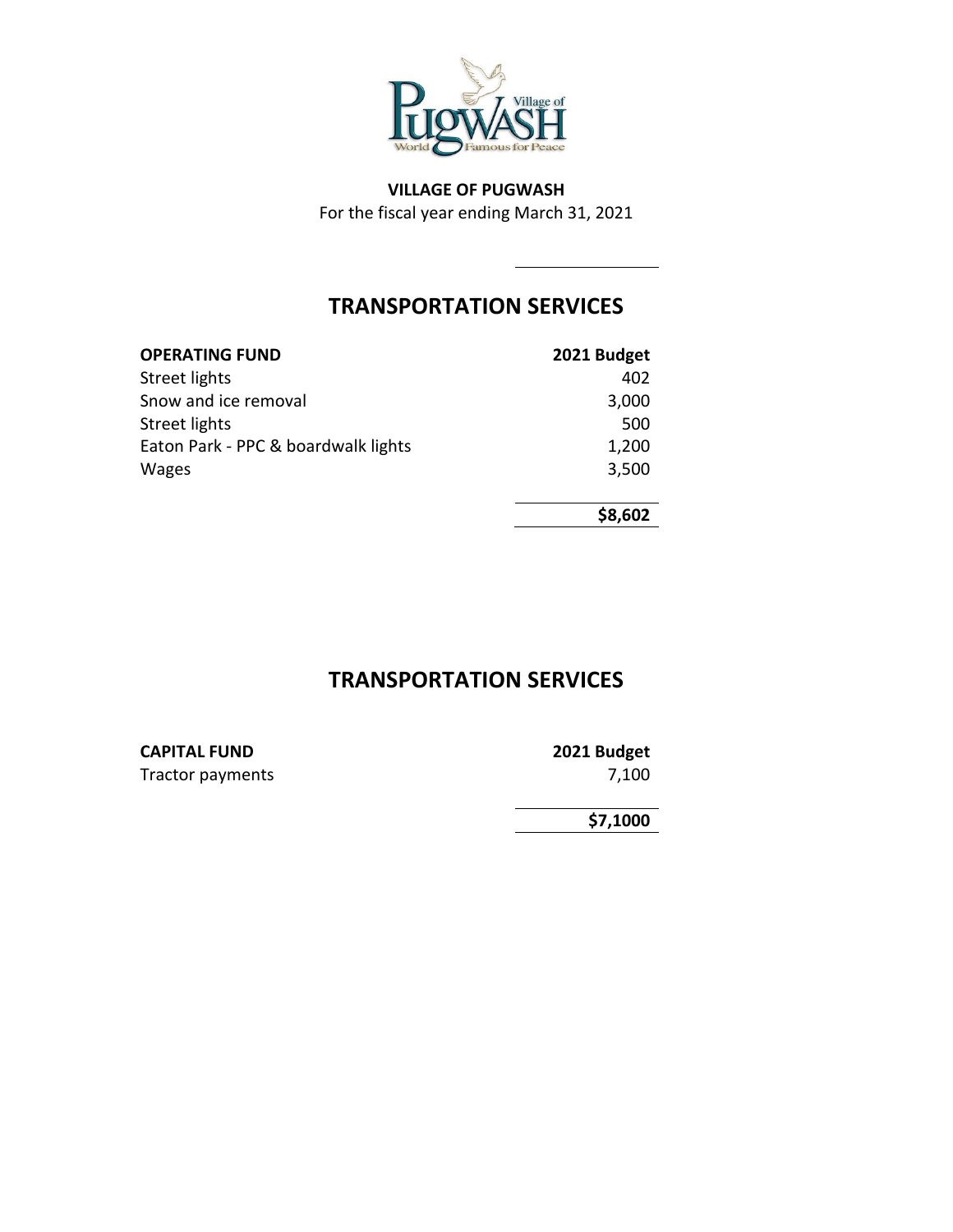**VILLAGE OF PUGWASH**
For the fiscal year ending March 31, 2021

## TRANSPORTATION SERVICES

| **OPERATING FUND** | **2021 Budget** |
| --- | --- |
| Street lights | 402 |
| Snow and ice removal | 3,000 |
| Street lights | 500 |
| Eaton Park - PPC & boardwalk lights | 1,200 |
| Wages | 3,500 |
| | **$8,602** |

## TRANSPORTATION SERVICES

| **CAPITAL FUND** | **2021 Budget** |
| --- | --- |
| Tractor payments | 7,100 |
| | **$7,1000** |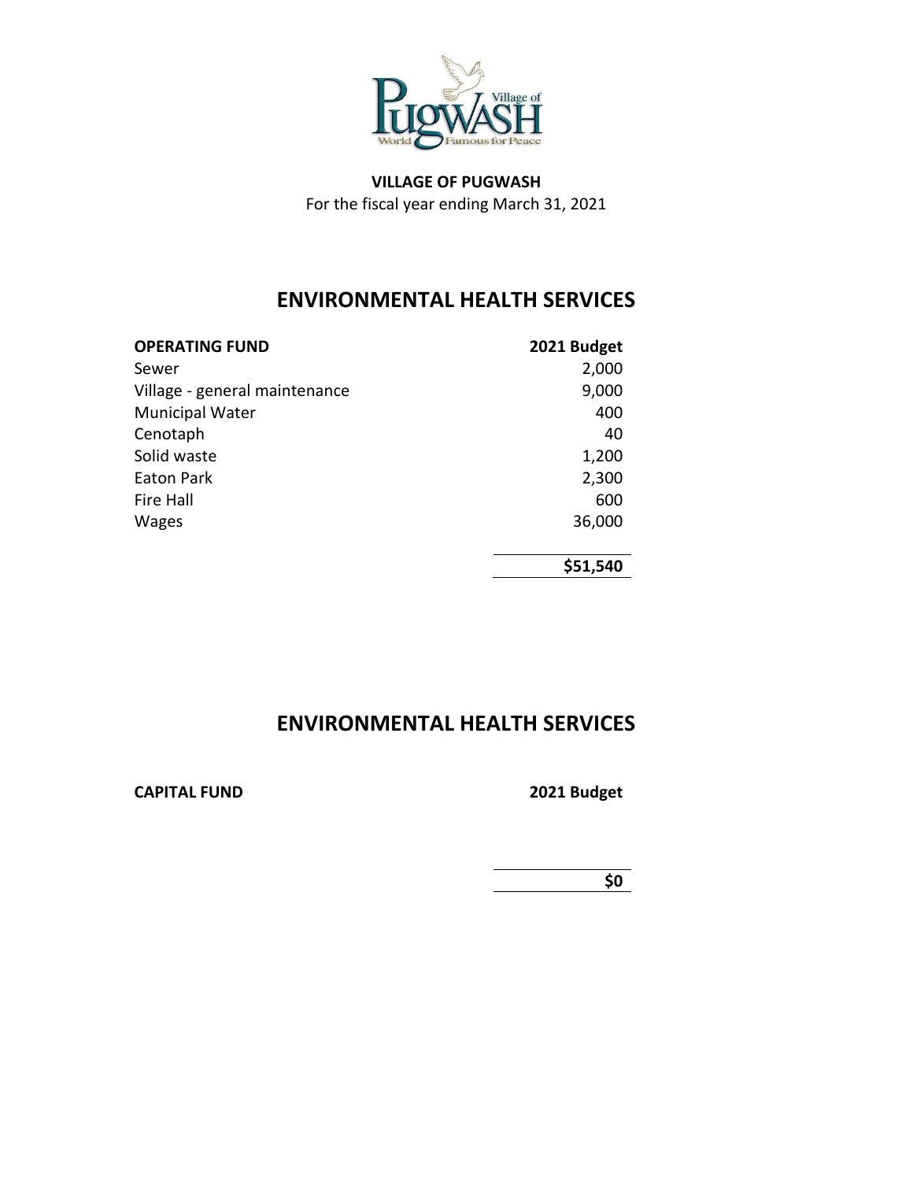**VILLAGE OF PUGWASH**
For the fiscal year ending March 31, 2021

## ENVIRONMENTAL HEALTH SERVICES

| OPERATING FUND | 2021 Budget |
|---|---|
| Sewer | 2,000 |
| Village - general maintenance | 9,000 |
| Municipal Water | 400 |
| Cenotaph | 40 |
| Solid waste | 1,200 |
| Eaton Park | 2,300 |
| Fire Hall | 600 |
| Wages | 36,000 |
| | **$51,540** |

## ENVIRONMENTAL HEALTH SERVICES

| CAPITAL FUND | 2021 Budget |
|---|---|
| | **$0** |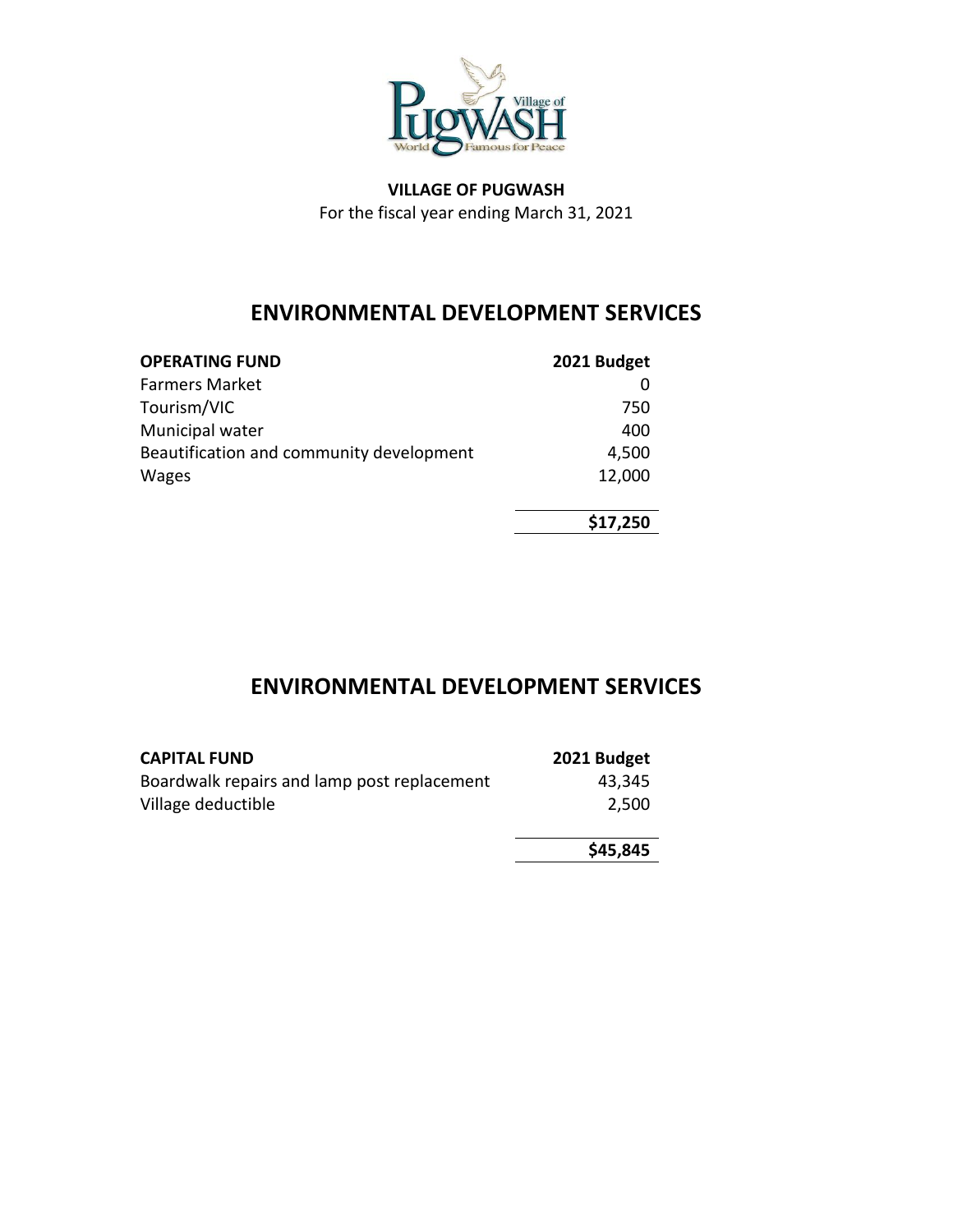**VILLAGE OF PUGWASH**
For the fiscal year ending March 31, 2021

## ENVIRONMENTAL DEVELOPMENT SERVICES

| **OPERATING FUND** | **2021 Budget** |
|---|---|
| Farmers Market | 0 |
| Tourism/VIC | 750 |
| Municipal water | 400 |
| Beautification and community development | 4,500 |
| Wages | 12,000 |
| | **$17,250** |

## ENVIRONMENTAL DEVELOPMENT SERVICES

| **CAPITAL FUND** | **2021 Budget** |
|---|---|
| Boardwalk repairs and lamp post replacement | 43,345 |
| Village deductible | 2,500 |
| | **$45,845** |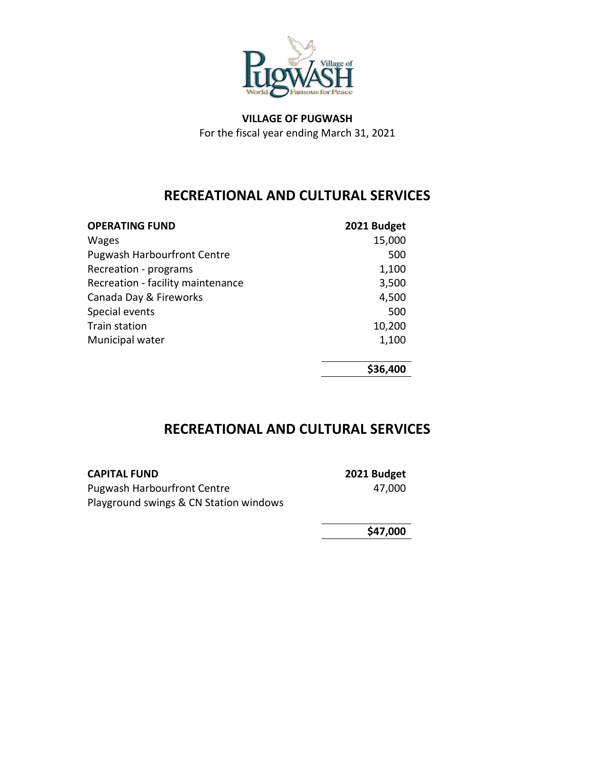**VILLAGE OF PUGWASH**
For the fiscal year ending March 31, 2021

## RECREATIONAL AND CULTURAL SERVICES

| **OPERATING FUND** | **2021 Budget** |
|---|---:|
| Wages | 15,000 |
| Pugwash Harbourfront Centre | 500 |
| Recreation - programs | 1,100 |
| Recreation - facility maintenance | 3,500 |
| Canada Day & Fireworks | 4,500 |
| Special events | 500 |
| Train station | 10,200 |
| Municipal water | 1,100 |
| | **$36,400** |

## RECREATIONAL AND CULTURAL SERVICES

| **CAPITAL FUND** | **2021 Budget** |
|---|---:|
| Pugwash Harbourfront Centre | 47,000 |
| Playground swings & CN Station windows | |
| | **$47,000** |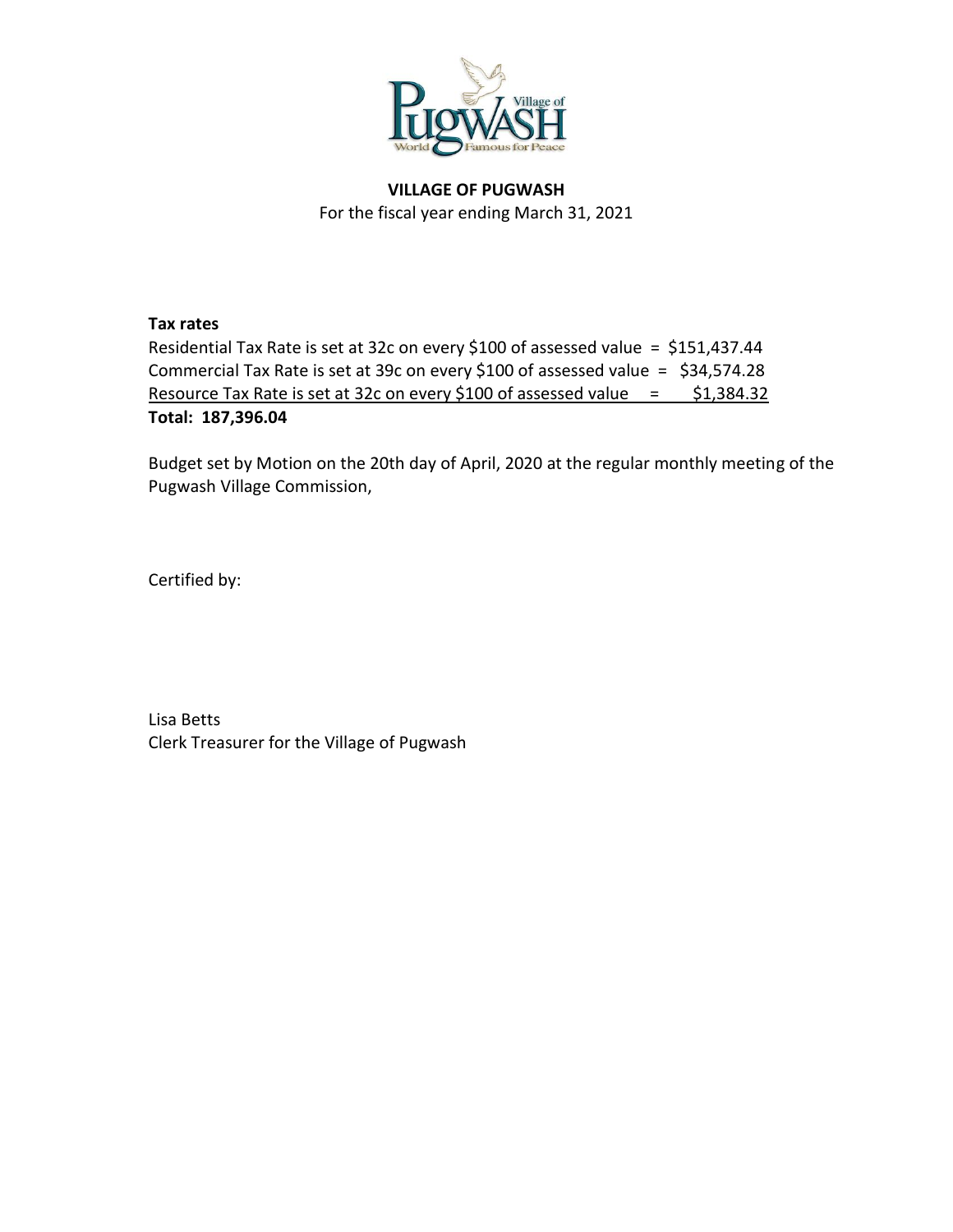**VILLAGE OF PUGWASH**
For the fiscal year ending March 31, 2021

**Tax rates**

Residential Tax Rate is set at 32c on every $100 of assessed value = $151,437.44
Commercial Tax Rate is set at 39c on every $100 of assessed value = $34,574.28
Resource Tax Rate is set at 32c on every $100 of assessed value = $1,384.32
**Total: 187,396.04**

Budget set by Motion on the 20th day of April, 2020 at the regular monthly meeting of the Pugwash Village Commission,

Certified by:

Lisa Betts
Clerk Treasurer for the Village of Pugwash